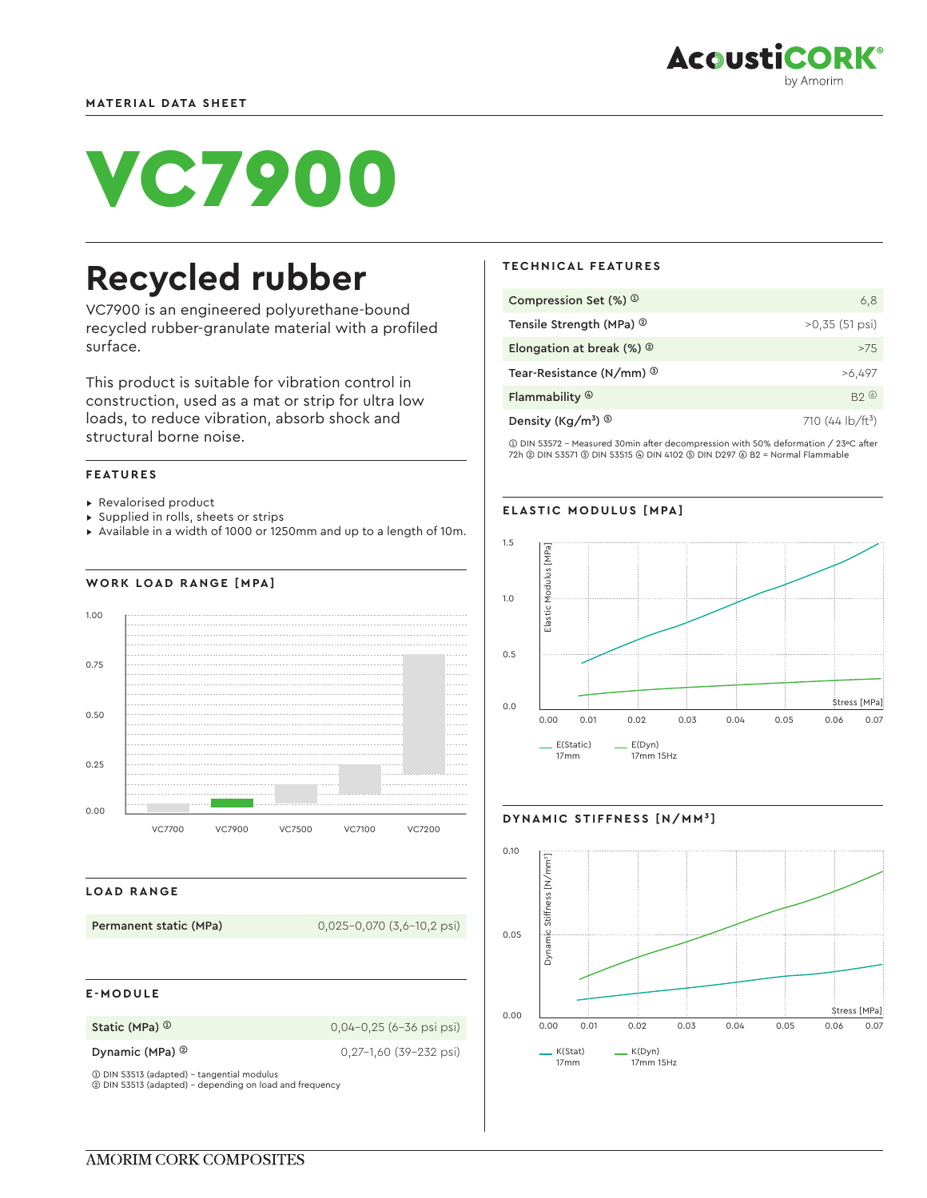MATERIAL DATA SHEET

# VC7900

## Recycled rubber

VC7900 is an engineered polyurethane-bound recycled rubber-granulate material with a profiled surface.

This product is suitable for vibration control in construction, used as a mat or strip for ultra low loads, to reduce vibration, absorb shock and structural borne noise.

### FEATURES

- Revalorised product
- Supplied in rolls, sheets or strips
- Available in a width of 1000 or 1250mm and up to a length of 10m.

### WORK LOAD RANGE [MPA]

1.00
0.75
0.50
0.25
0.00

VC7700 VC7900 VC7500 VC7100 VC7200

### LOAD RANGE

| Permanent static (MPa) | 0,025–0,070 (3,6–10,2 psi) |
|---|---|

### E-MODULE

| | |
|---|---|
| Static (MPa) ① | 0,04–0,25 (6–36 psi psi) |
| Dynamic (MPa) ② | 0,27–1,60 (39–232 psi) |

① DIN 53513 (adapted) – tangential modulus
② DIN 53513 (adapted) – depending on load and frequency

### TECHNICAL FEATURES

| | |
|---|---|
| Compression Set (%) ① | 6,8 |
| Tensile Strength (MPa) ② | >0,35 (51 psi) |
| Elongation at break (%) ② | >75 |
| Tear-Resistance (N/mm) ③ | >6,497 |
| Flammability ④ | B2 ⑥ |
| Density (Kg/m³) ⑤ | 710 (44 lb/ft³) |

① DIN 53572 – Measured 30min after decompression with 50% deformation / 23ºC after 72h ② DIN 53571 ③ DIN 53515 ④ DIN 4102 ⑤ DIN D297 ⑥ B2 = Normal Flammable

### ELASTIC MODULUS [MPA]

Elastic Modulus [MPa]: 0.0, 0.5, 1.0, 1.5
Stress [MPa]: 0.00, 0.01, 0.02, 0.03, 0.04, 0.05, 0.06, 0.07

E(Static) 17mm — E(Dyn) 17mm 15Hz

### DYNAMIC STIFFNESS [N/MM³]

Dynamic Stiffness [N/mm³]: 0.00, 0.05, 0.10
Stress [MPa]: 0.00, 0.01, 0.02, 0.03, 0.04, 0.05, 0.06, 0.07

K(Stat) 17mm — K(Dyn) 17mm 15Hz

AMORIM CORK COMPOSITES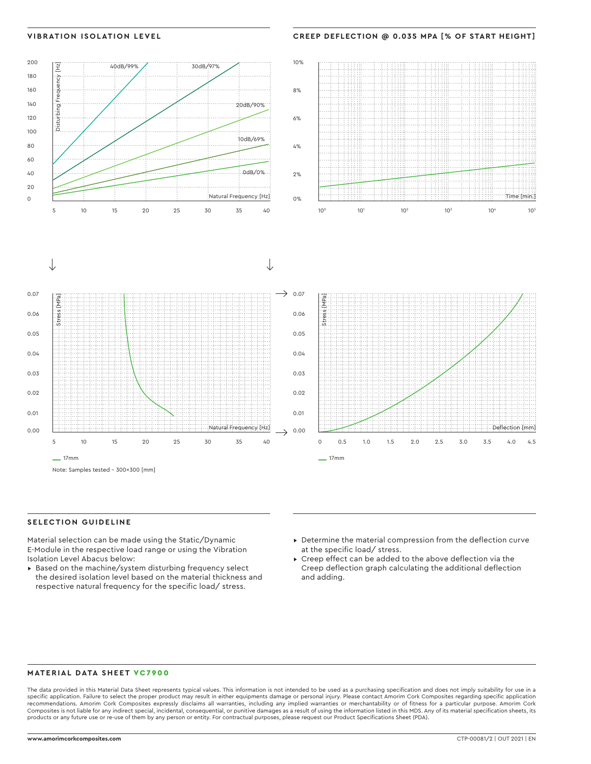## VIBRATION ISOLATION LEVEL

Disturbing Frequency [Hz]

200
180
160
140
120
100
80
60
40
20
0

40dB/99%
30dB/97%
20dB/90%
10dB/69%
0dB/0%

Natural Frequency [Hz]

5 10 15 20 25 30 35 40

## CREEP DEFLECTION @ 0.035 MPA [% OF START HEIGHT]

10%
8%
6%
4%
2%
0%

Time [min.]

$10^0$ $10^1$ $10^2$ $10^3$ $10^4$ $10^5$

Stress [MPa]

0.07
0.06
0.05
0.04
0.03
0.02
0.01
0.00

Natural Frequency [Hz]

5 10 15 20 25 30 35 40

17mm

Note: Samples tested – 300×300 [mm]

Stress [MPa]

0.07
0.06
0.05
0.04
0.03
0.02
0.01
0.00

Deflection [mm]

0 0.5 1.0 1.5 2.0 2.5 3.0 3.5 4.0 4.5

17mm

## SELECTION GUIDELINE

Material selection can be made using the Static/Dynamic E-Module in the respective load range or using the Vibration Isolation Level Abacus below:

- Based on the machine/system disturbing frequency select the desired isolation level based on the material thickness and respective natural frequency for the specific load/ stress.
- Determine the material compression from the deflection curve at the specific load/ stress.
- Creep effect can be added to the above deflection via the Creep deflection graph calculating the additional deflection and adding.

## MATERIAL DATA SHEET VC7900

The data provided in this Material Data Sheet represents typical values. This information is not intended to be used as a purchasing specification and does not imply suitability for use in a specific application. Failure to select the proper product may result in either equipments damage or personal injury. Please contact Amorim Cork Composites regarding specific application recommendations. Amorim Cork Composites expressly disclaims all warranties, including any implied warranties or merchantability or of fitness for a particular purpose. Amorim Cork Composites is not liable for any indirect special, incidental, consequential, or punitive damages as a result of using the information listed in this MDS. Any of its material specification sheets, its products or any future use or re-use of them by any person or entity. For contractual purposes, please request our Product Specifications Sheet (PDA).

www.amorimcorkcomposites.com

CTP-00081/2 | OUT 2021 | EN